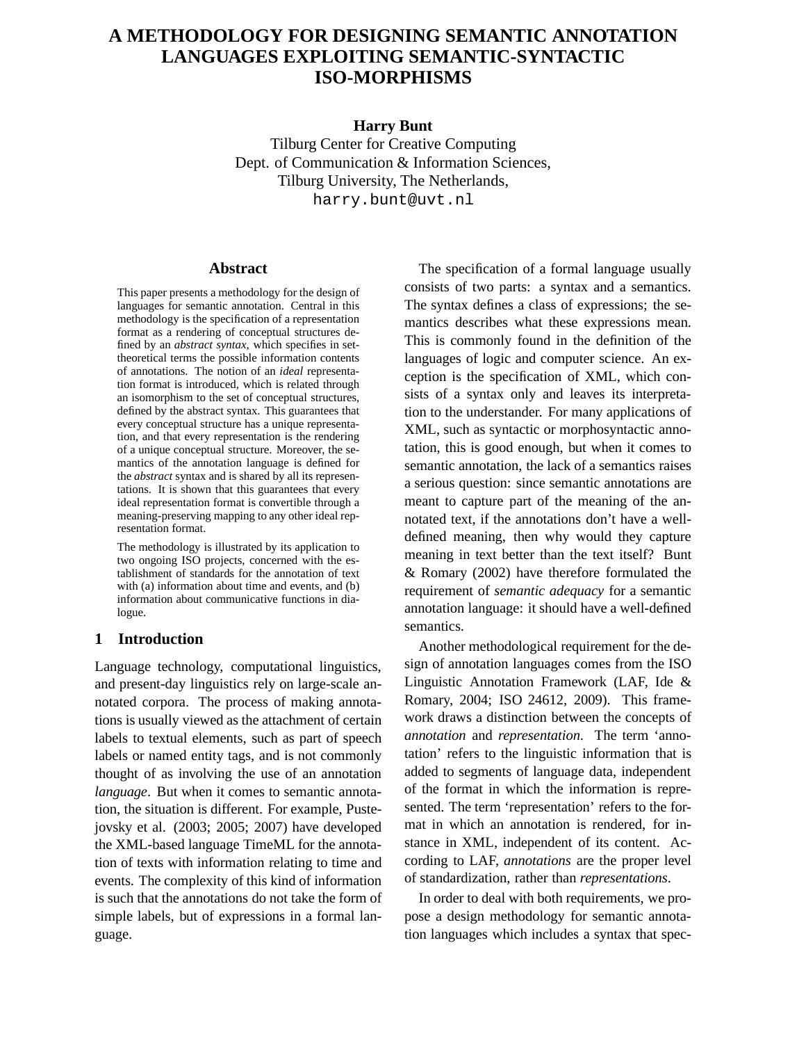# A METHODOLOGY FOR DESIGNING SEMANTIC ANNOTATION LANGUAGES EXPLOITING SEMANTIC-SYNTACTIC ISO-MORPHISMS

**Harry Bunt**
Tilburg Center for Creative Computing
Dept. of Communication & Information Sciences,
Tilburg University, The Netherlands,
harry.bunt@uvt.nl

## Abstract

This paper presents a methodology for the design of languages for semantic annotation. Central in this methodology is the specification of a representation format as a rendering of conceptual structures defined by an *abstract syntax*, which specifies in set-theoretical terms the possible information contents of annotations. The notion of an *ideal* representation format is introduced, which is related through an isomorphism to the set of conceptual structures, defined by the abstract syntax. This guarantees that every conceptual structure has a unique representation, and that every representation is the rendering of a unique conceptual structure. Moreover, the semantics of the annotation language is defined for the *abstract* syntax and is shared by all its representations. It is shown that this guarantees that every ideal representation format is convertible through a meaning-preserving mapping to any other ideal representation format.

The methodology is illustrated by its application to two ongoing ISO projects, concerned with the establishment of standards for the annotation of text with (a) information about time and events, and (b) information about communicative functions in dialogue.

## 1 Introduction

Language technology, computational linguistics, and present-day linguistics rely on large-scale annotated corpora. The process of making annotations is usually viewed as the attachment of certain labels to textual elements, such as part of speech labels or named entity tags, and is not commonly thought of as involving the use of an annotation *language*. But when it comes to semantic annotation, the situation is different. For example, Pustejovsky et al. (2003; 2005; 2007) have developed the XML-based language TimeML for the annotation of texts with information relating to time and events. The complexity of this kind of information is such that the annotations do not take the form of simple labels, but of expressions in a formal language.

The specification of a formal language usually consists of two parts: a syntax and a semantics. The syntax defines a class of expressions; the semantics describes what these expressions mean. This is commonly found in the definition of the languages of logic and computer science. An exception is the specification of XML, which consists of a syntax only and leaves its interpretation to the understander. For many applications of XML, such as syntactic or morphosyntactic annotation, this is good enough, but when it comes to semantic annotation, the lack of a semantics raises a serious question: since semantic annotations are meant to capture part of the meaning of the annotated text, if the annotations don't have a well-defined meaning, then why would they capture meaning in text better than the text itself? Bunt & Romary (2002) have therefore formulated the requirement of *semantic adequacy* for a semantic annotation language: it should have a well-defined semantics.

Another methodological requirement for the design of annotation languages comes from the ISO Linguistic Annotation Framework (LAF, Ide & Romary, 2004; ISO 24612, 2009). This framework draws a distinction between the concepts of *annotation* and *representation*. The term 'annotation' refers to the linguistic information that is added to segments of language data, independent of the format in which the information is represented. The term 'representation' refers to the format in which an annotation is rendered, for instance in XML, independent of its content. According to LAF, *annotations* are the proper level of standardization, rather than *representations*.

In order to deal with both requirements, we propose a design methodology for semantic annotation languages which includes a syntax that spec-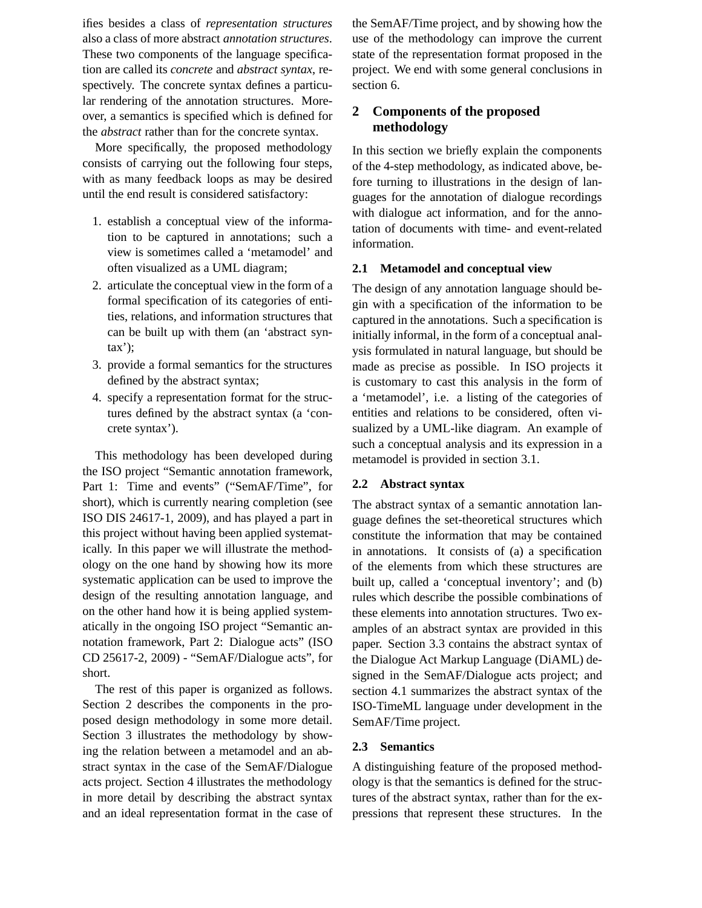ifies besides a class of *representation structures* also a class of more abstract *annotation structures*. These two components of the language specification are called its *concrete* and *abstract syntax*, respectively. The concrete syntax defines a particular rendering of the annotation structures. Moreover, a semantics is specified which is defined for the *abstract* rather than for the concrete syntax.

More specifically, the proposed methodology consists of carrying out the following four steps, with as many feedback loops as may be desired until the end result is considered satisfactory:

1. establish a conceptual view of the information to be captured in annotations; such a view is sometimes called a 'metamodel' and often visualized as a UML diagram;
2. articulate the conceptual view in the form of a formal specification of its categories of entities, relations, and information structures that can be built up with them (an 'abstract syntax');
3. provide a formal semantics for the structures defined by the abstract syntax;
4. specify a representation format for the structures defined by the abstract syntax (a 'concrete syntax').

This methodology has been developed during the ISO project "Semantic annotation framework, Part 1: Time and events" ("SemAF/Time", for short), which is currently nearing completion (see ISO DIS 24617-1, 2009), and has played a part in this project without having been applied systematically. In this paper we will illustrate the methodology on the one hand by showing how its more systematic application can be used to improve the design of the resulting annotation language, and on the other hand how it is being applied systematically in the ongoing ISO project "Semantic annotation framework, Part 2: Dialogue acts" (ISO CD 25617-2, 2009) - "SemAF/Dialogue acts", for short.

The rest of this paper is organized as follows. Section 2 describes the components in the proposed design methodology in some more detail. Section 3 illustrates the methodology by showing the relation between a metamodel and an abstract syntax in the case of the SemAF/Dialogue acts project. Section 4 illustrates the methodology in more detail by describing the abstract syntax and an ideal representation format in the case of the SemAF/Time project, and by showing how the use of the methodology can improve the current state of the representation format proposed in the project. We end with some general conclusions in section 6.

## 2 Components of the proposed methodology

In this section we briefly explain the components of the 4-step methodology, as indicated above, before turning to illustrations in the design of languages for the annotation of dialogue recordings with dialogue act information, and for the annotation of documents with time- and event-related information.

### 2.1 Metamodel and conceptual view

The design of any annotation language should begin with a specification of the information to be captured in the annotations. Such a specification is initially informal, in the form of a conceptual analysis formulated in natural language, but should be made as precise as possible. In ISO projects it is customary to cast this analysis in the form of a 'metamodel', i.e. a listing of the categories of entities and relations to be considered, often visualized by a UML-like diagram. An example of such a conceptual analysis and its expression in a metamodel is provided in section 3.1.

### 2.2 Abstract syntax

The abstract syntax of a semantic annotation language defines the set-theoretical structures which constitute the information that may be contained in annotations. It consists of (a) a specification of the elements from which these structures are built up, called a 'conceptual inventory'; and (b) rules which describe the possible combinations of these elements into annotation structures. Two examples of an abstract syntax are provided in this paper. Section 3.3 contains the abstract syntax of the Dialogue Act Markup Language (DiAML) designed in the SemAF/Dialogue acts project; and section 4.1 summarizes the abstract syntax of the ISO-TimeML language under development in the SemAF/Time project.

### 2.3 Semantics

A distinguishing feature of the proposed methodology is that the semantics is defined for the structures of the abstract syntax, rather than for the expressions that represent these structures. In the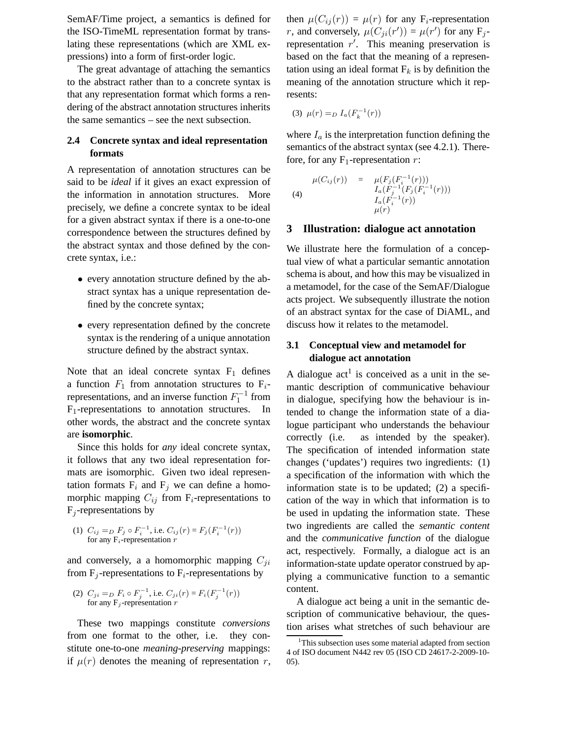SemAF/Time project, a semantics is defined for the ISO-TimeML representation format by translating these representations (which are XML expressions) into a form of first-order logic.

The great advantage of attaching the semantics to the abstract rather than to a concrete syntax is that any representation format which forms a rendering of the abstract annotation structures inherits the same semantics – see the next subsection.

### 2.4 Concrete syntax and ideal representation formats

A representation of annotation structures can be said to be *ideal* if it gives an exact expression of the information in annotation structures. More precisely, we define a concrete syntax to be ideal for a given abstract syntax if there is a one-to-one correspondence between the structures defined by the abstract syntax and those defined by the concrete syntax, i.e.:

- every annotation structure defined by the abstract syntax has a unique representation defined by the concrete syntax;
- every representation defined by the concrete syntax is the rendering of a unique annotation structure defined by the abstract syntax.

Note that an ideal concrete syntax $\mathrm{F}_1$ defines a function $F_1$ from annotation structures to $\mathrm{F}_i$-representations, and an inverse function $F_1^{-1}$ from $\mathrm{F}_1$-representations to annotation structures. In other words, the abstract and the concrete syntax are **isomorphic**.

Since this holds for *any* ideal concrete syntax, it follows that any two ideal representation formats are isomorphic. Given two ideal representation formats $\mathrm{F}_i$ and $\mathrm{F}_j$ we can define a homomorphic mapping $C_{ij}$ from $\mathrm{F}_i$-representations to $\mathrm{F}_j$-representations by

(1) $C_{ij} =_D F_j \circ F_i^{-1}$, i.e. $C_{ij}(r) = F_j(F_i^{-1}(r))$ for any $\mathrm{F}_i$-representation $r$

and conversely, a homomorphic mapping $C_{ji}$ from $\mathrm{F}_j$-representations to $\mathrm{F}_i$-representations by

(2) $C_{ji} =_D F_i \circ F_j^{-1}$, i.e. $C_{ji}(r) = F_i(F_j^{-1}(r))$ for any $\mathrm{F}_j$-representation $r$

These two mappings constitute *conversions* from one format to the other, i.e. they constitute one-to-one *meaning-preserving* mappings: if $\mu(r)$ denotes the meaning of representation $r$, then $\mu(C_{ij}(r)) = \mu(r)$ for any $\mathrm{F}_i$-representation $r$, and conversely, $\mu(C_{ji}(r')) = \mu(r')$ for any $\mathrm{F}_j$-representation $r'$. This meaning preservation is based on the fact that the meaning of a representation using an ideal format $\mathrm{F}_k$ is by definition the meaning of the annotation structure which it represents:

(3) $\mu(r) =_D I_a(F_k^{-1}(r))$

where $I_a$ is the interpretation function defining the semantics of the abstract syntax (see 4.2.1). Therefore, for any $\mathrm{F}_1$-representation $r$:

(4)
$$
\begin{aligned}
\mu(C_{ij}(r)) \;\; = \;\; & \mu(F_j(F_i^{-1}(r))) \\
& I_a(F_j^{-1}(F_j(F_i^{-1}(r)))) \\
& I_a(F_i^{-1}(r)) \\
& \mu(r)
\end{aligned}
$$

## 3 Illustration: dialogue act annotation

We illustrate here the formulation of a conceptual view of what a particular semantic annotation schema is about, and how this may be visualized in a metamodel, for the case of the SemAF/Dialogue acts project. We subsequently illustrate the notion of an abstract syntax for the case of DiAML, and discuss how it relates to the metamodel.

### 3.1 Conceptual view and metamodel for dialogue act annotation

A dialogue act[1] is conceived as a unit in the semantic description of communicative behaviour in dialogue, specifying how the behaviour is intended to change the information state of a dialogue participant who understands the behaviour correctly (i.e. as intended by the speaker). The specification of intended information state changes ('updates') requires two ingredients: (1) a specification of the information with which the information state is to be updated; (2) a specification of the way in which that information is to be used in updating the information state. These two ingredients are called the *semantic content* and the *communicative function* of the dialogue act, respectively. Formally, a dialogue act is an information-state update operator construed by applying a communicative function to a semantic content.

A dialogue act being a unit in the semantic description of communicative behaviour, the question arises what stretches of such behaviour are

[1]This subsection uses some material adapted from section 4 of ISO document N442 rev 05 (ISO CD 24617-2-2009-10-05).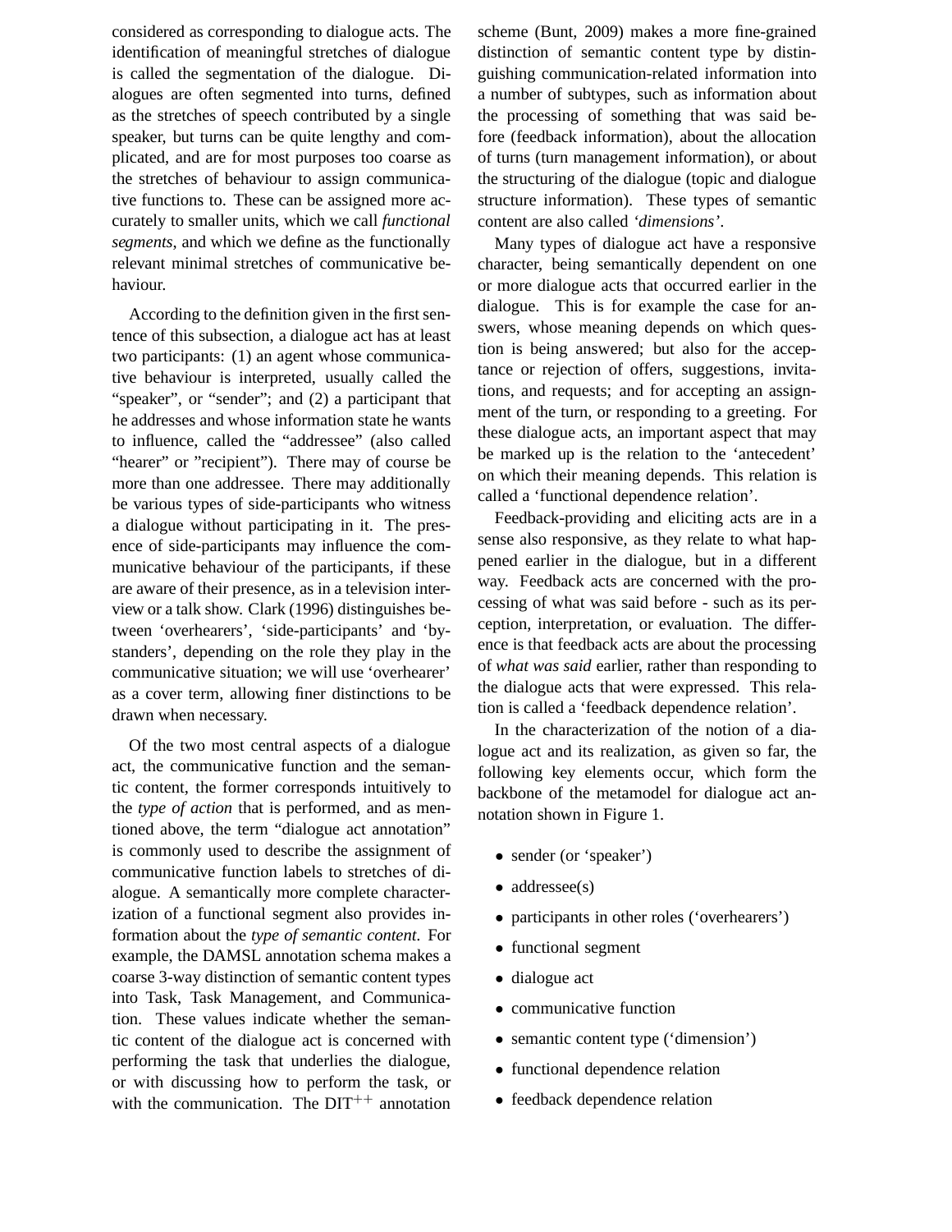considered as corresponding to dialogue acts. The identification of meaningful stretches of dialogue is called the segmentation of the dialogue. Dialogues are often segmented into turns, defined as the stretches of speech contributed by a single speaker, but turns can be quite lengthy and complicated, and are for most purposes too coarse as the stretches of behaviour to assign communicative functions to. These can be assigned more accurately to smaller units, which we call *functional segments*, and which we define as the functionally relevant minimal stretches of communicative behaviour.

According to the definition given in the first sentence of this subsection, a dialogue act has at least two participants: (1) an agent whose communicative behaviour is interpreted, usually called the "speaker", or "sender"; and (2) a participant that he addresses and whose information state he wants to influence, called the "addressee" (also called "hearer" or "recipient"). There may of course be more than one addressee. There may additionally be various types of side-participants who witness a dialogue without participating in it. The presence of side-participants may influence the communicative behaviour of the participants, if these are aware of their presence, as in a television interview or a talk show. Clark (1996) distinguishes between 'overhearers', 'side-participants' and 'bystanders', depending on the role they play in the communicative situation; we will use 'overhearer' as a cover term, allowing finer distinctions to be drawn when necessary.

Of the two most central aspects of a dialogue act, the communicative function and the semantic content, the former corresponds intuitively to the *type of action* that is performed, and as mentioned above, the term "dialogue act annotation" is commonly used to describe the assignment of communicative function labels to stretches of dialogue. A semantically more complete characterization of a functional segment also provides information about the *type of semantic content*. For example, the DAMSL annotation schema makes a coarse 3-way distinction of semantic content types into Task, Task Management, and Communication. These values indicate whether the semantic content of the dialogue act is concerned with performing the task that underlies the dialogue, or with discussing how to perform the task, or with the communication. The DIT$^{++}$ annotation scheme (Bunt, 2009) makes a more fine-grained distinction of semantic content type by distinguishing communication-related information into a number of subtypes, such as information about the processing of something that was said before (feedback information), about the allocation of turns (turn management information), or about the structuring of the dialogue (topic and dialogue structure information). These types of semantic content are also called *'dimensions'*.

Many types of dialogue act have a responsive character, being semantically dependent on one or more dialogue acts that occurred earlier in the dialogue. This is for example the case for answers, whose meaning depends on which question is being answered; but also for the acceptance or rejection of offers, suggestions, invitations, and requests; and for accepting an assignment of the turn, or responding to a greeting. For these dialogue acts, an important aspect that may be marked up is the relation to the 'antecedent' on which their meaning depends. This relation is called a 'functional dependence relation'.

Feedback-providing and eliciting acts are in a sense also responsive, as they relate to what happened earlier in the dialogue, but in a different way. Feedback acts are concerned with the processing of what was said before - such as its perception, interpretation, or evaluation. The difference is that feedback acts are about the processing of *what was said* earlier, rather than responding to the dialogue acts that were expressed. This relation is called a 'feedback dependence relation'.

In the characterization of the notion of a dialogue act and its realization, as given so far, the following key elements occur, which form the backbone of the metamodel for dialogue act annotation shown in Figure 1.

- sender (or 'speaker')
- addressee(s)
- participants in other roles ('overhearers')
- functional segment
- dialogue act
- communicative function
- semantic content type ('dimension')
- functional dependence relation
- feedback dependence relation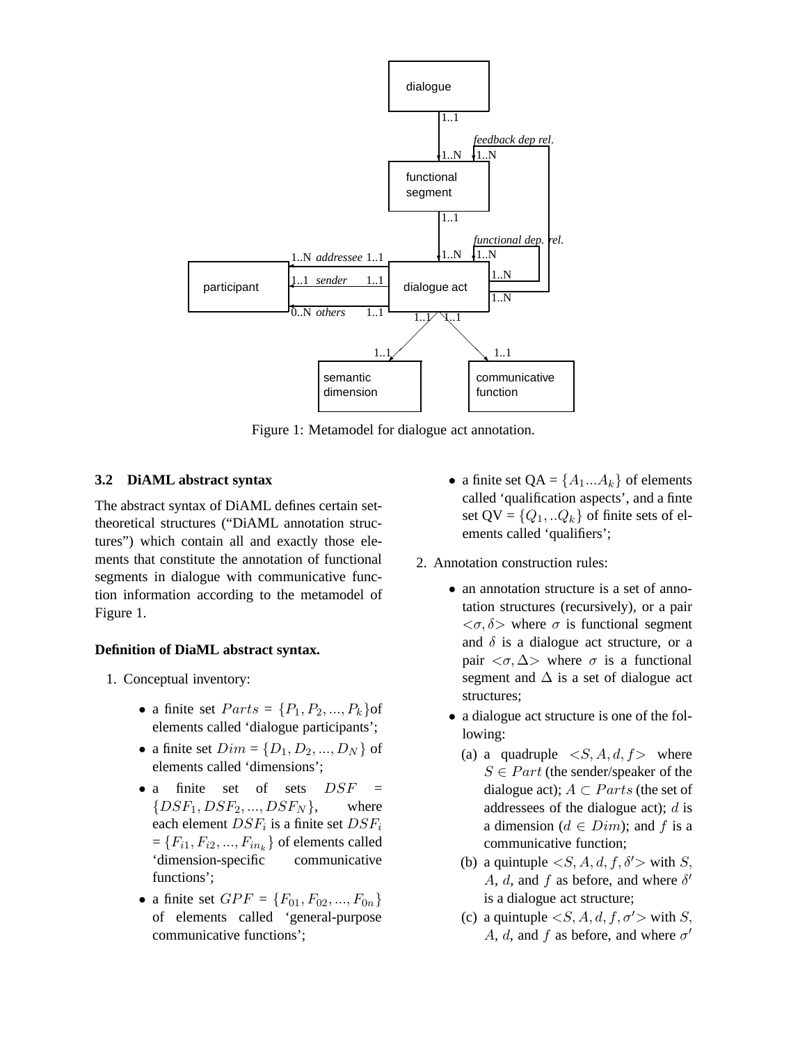Figure 1: Metamodel for dialogue act annotation.

### 3.2 DiAML abstract syntax

The abstract syntax of DiAML defines certain set-theoretical structures ("DiAML annotation structures") which contain all and exactly those elements that constitute the annotation of functional segments in dialogue with communicative function information according to the metamodel of Figure 1.

**Definition of DiaML abstract syntax.**

1. Conceptual inventory:
   - a finite set $Parts = \{P_1, P_2, ..., P_k\}$of elements called 'dialogue participants';
   - a finite set $Dim = \{D_1, D_2, ..., D_N\}$ of elements called 'dimensions';
   - a finite set of sets $DSF = \{DSF_1, DSF_2, ..., DSF_N\}$, where each element $DSF_i$ is a finite set $DSF_i = \{F_{i1}, F_{i2}, ..., F_{in_k}\}$ of elements called 'dimension-specific communicative functions';
   - a finite set $GPF = \{F_{01}, F_{02}, ..., F_{0n}\}$ of elements called 'general-purpose communicative functions';
   - a finite set QA = $\{A_1 ... A_k\}$ of elements called 'qualification aspects', and a finte set QV = $\{Q_1, ..Q_k\}$ of finite sets of elements called 'qualifiers';
2. Annotation construction rules:
   - an annotation structure is a set of annotation structures (recursively), or a pair $<\sigma, \delta>$ where $\sigma$ is functional segment and $\delta$ is a dialogue act structure, or a pair $<\sigma, \Delta>$ where $\sigma$ is a functional segment and $\Delta$ is a set of dialogue act structures;
   - a dialogue act structure is one of the following:
     (a) a quadruple $<S, A, d, f>$ where $S \in Part$ (the sender/speaker of the dialogue act); $A \subset Parts$ (the set of addressees of the dialogue act); $d$ is a dimension ($d \in Dim$); and $f$ is a communicative function;
     (b) a quintuple $<S, A, d, f, \delta'>$ with $S$, $A$, $d$, and $f$ as before, and where $\delta'$ is a dialogue act structure;
     (c) a quintuple $<S, A, d, f, \sigma'>$ with $S$, $A$, $d$, and $f$ as before, and where $\sigma'$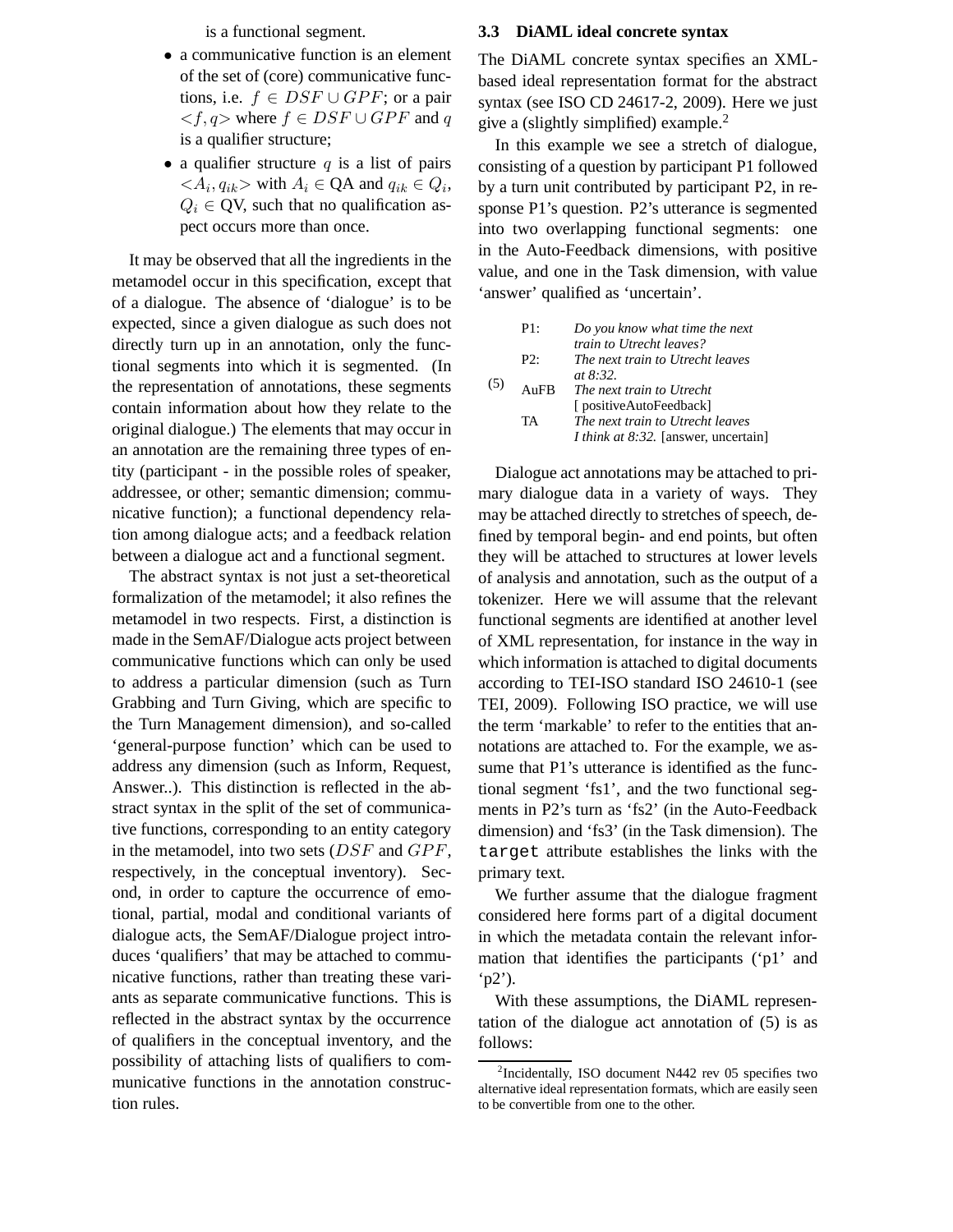is a functional segment.

- a communicative function is an element of the set of (core) communicative functions, i.e. $f \in DSF \cup GPF$; or a pair $<f, q>$ where $f \in DSF \cup GPF$ and $q$ is a qualifier structure;
- a qualifier structure $q$ is a list of pairs $<A_i, q_{ik}>$ with $A_i \in$ QA and $q_{ik} \in Q_i$, $Q_i \in$ QV, such that no qualification aspect occurs more than once.

It may be observed that all the ingredients in the metamodel occur in this specification, except that of a dialogue. The absence of 'dialogue' is to be expected, since a given dialogue as such does not directly turn up in an annotation, only the functional segments into which it is segmented. (In the representation of annotations, these segments contain information about how they relate to the original dialogue.) The elements that may occur in an annotation are the remaining three types of entity (participant - in the possible roles of speaker, addressee, or other; semantic dimension; communicative function); a functional dependency relation among dialogue acts; and a feedback relation between a dialogue act and a functional segment.

The abstract syntax is not just a set-theoretical formalization of the metamodel; it also refines the metamodel in two respects. First, a distinction is made in the SemAF/Dialogue acts project between communicative functions which can only be used to address a particular dimension (such as Turn Grabbing and Turn Giving, which are specific to the Turn Management dimension), and so-called 'general-purpose function' which can be used to address any dimension (such as Inform, Request, Answer..). This distinction is reflected in the abstract syntax in the split of the set of communicative functions, corresponding to an entity category in the metamodel, into two sets ($DSF$ and $GPF$, respectively, in the conceptual inventory). Second, in order to capture the occurrence of emotional, partial, modal and conditional variants of dialogue acts, the SemAF/Dialogue project introduces 'qualifiers' that may be attached to communicative functions, rather than treating these variants as separate communicative functions. This is reflected in the abstract syntax by the occurrence of qualifiers in the conceptual inventory, and the possibility of attaching lists of qualifiers to communicative functions in the annotation construction rules.

### 3.3 DiAML ideal concrete syntax

The DiAML concrete syntax specifies an XML-based ideal representation format for the abstract syntax (see ISO CD 24617-2, 2009). Here we just give a (slightly simplified) example.[2]

In this example we see a stretch of dialogue, consisting of a question by participant P1 followed by a turn unit contributed by participant P2, in response P1's question. P2's utterance is segmented into two overlapping functional segments: one in the Auto-Feedback dimensions, with positive value, and one in the Task dimension, with value 'answer' qualified as 'uncertain'.

(5)

| | |
|---|---|
| P1: | *Do you know what time the next train to Utrecht leaves?* |
| P2: | *The next train to Utrecht leaves at 8:32.* |
| AuFB | *The next train to Utrecht* [ positiveAutoFeedback] |
| TA | *The next train to Utrecht leaves I think at 8:32.* [answer, uncertain] |

Dialogue act annotations may be attached to primary dialogue data in a variety of ways. They may be attached directly to stretches of speech, defined by temporal begin- and end points, but often they will be attached to structures at lower levels of analysis and annotation, such as the output of a tokenizer. Here we will assume that the relevant functional segments are identified at another level of XML representation, for instance in the way in which information is attached to digital documents according to TEI-ISO standard ISO 24610-1 (see TEI, 2009). Following ISO practice, we will use the term 'markable' to refer to the entities that annotations are attached to. For the example, we assume that P1's utterance is identified as the functional segment 'fs1', and the two functional segments in P2's turn as 'fs2' (in the Auto-Feedback dimension) and 'fs3' (in the Task dimension). The `target` attribute establishes the links with the primary text.

We further assume that the dialogue fragment considered here forms part of a digital document in which the metadata contain the relevant information that identifies the participants ('p1' and 'p2').

With these assumptions, the DiAML representation of the dialogue act annotation of (5) is as follows:

[2] Incidentally, ISO document N442 rev 05 specifies two alternative ideal representation formats, which are easily seen to be convertible from one to the other.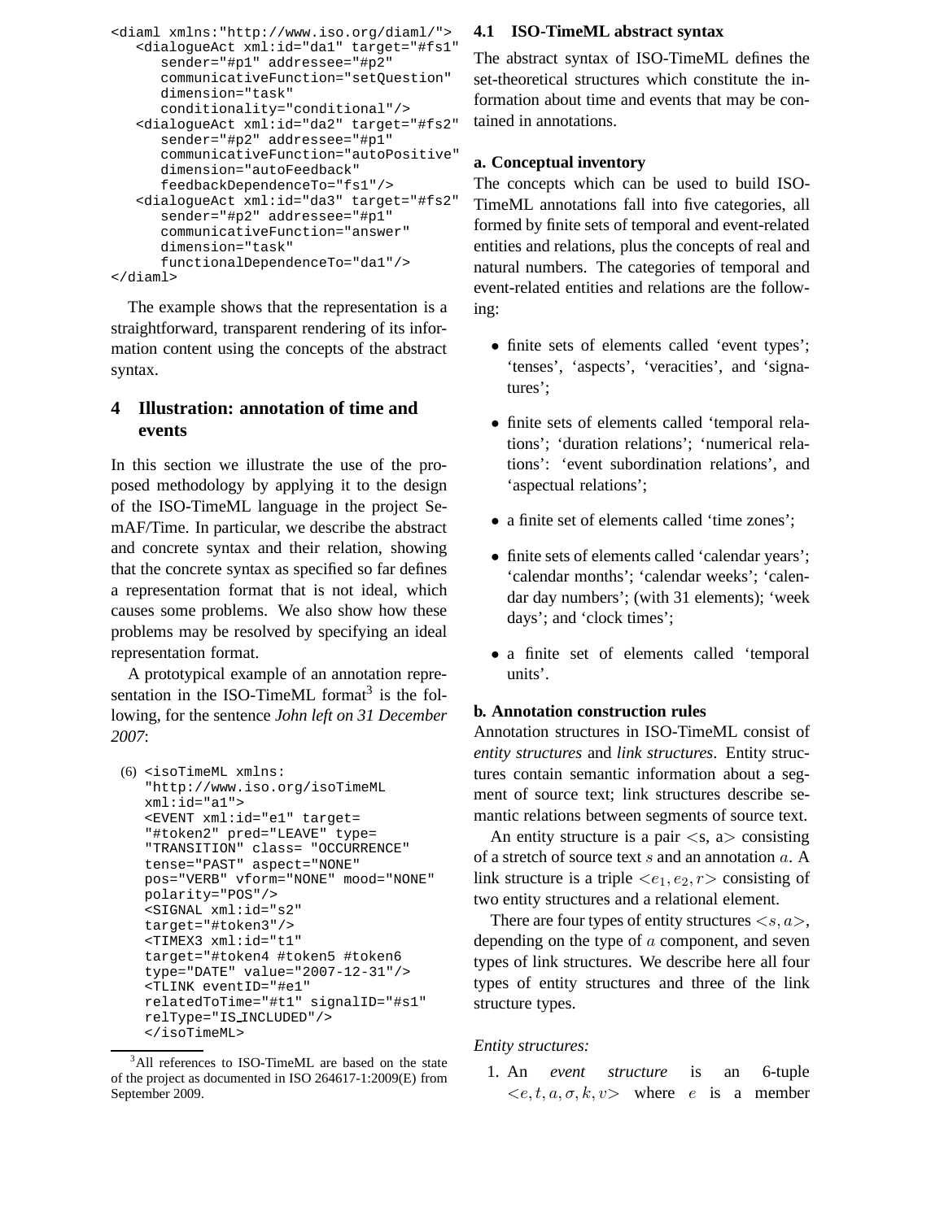```
<diaml xmlns:"http://www.iso.org/diaml/">
   <dialogueAct xml:id="da1" target="#fs1"
      sender="#p1" addressee="#p2"
      communicativeFunction="setQuestion"
      dimension="task"
      conditionality="conditional"/>
   <dialogueAct xml:id="da2" target="#fs2"
      sender="#p2" addressee="#p1"
      communicativeFunction="autoPositive"
      dimension="autoFeedback"
      feedbackDependenceTo="fs1"/>
   <dialogueAct xml:id="da3" target="#fs2"
      sender="#p2" addressee="#p1"
      communicativeFunction="answer"
      dimension="task"
      functionalDependenceTo="da1"/>
</diaml>
```

The example shows that the representation is a straightforward, transparent rendering of its information content using the concepts of the abstract syntax.

## 4 Illustration: annotation of time and events

In this section we illustrate the use of the proposed methodology by applying it to the design of the ISO-TimeML language in the project SemAF/Time. In particular, we describe the abstract and concrete syntax and their relation, showing that the concrete syntax as specified so far defines a representation format that is not ideal, which causes some problems. We also show how these problems may be resolved by specifying an ideal representation format.

A prototypical example of an annotation representation in the ISO-TimeML format[3] is the following, for the sentence *John left on 31 December 2007*:

(6)
```
<isoTimeML xmlns:
"http://www.iso.org/isoTimeML
xml:id="a1">
<EVENT xml:id="e1" target=
"#token2" pred="LEAVE" type=
"TRANSITION" class= "OCCURRENCE"
tense="PAST" aspect="NONE"
pos="VERB" vform="NONE" mood="NONE"
polarity="POS"/>
<SIGNAL xml:id="s2"
target="#token3"/>
<TIMEX3 xml:id="t1"
target="#token4 #token5 #token6
type="DATE" value="2007-12-31"/>
<TLINK eventID="#e1"
relatedToTime="#t1" signalID="#s1"
relType="IS_INCLUDED"/>
</isoTimeML>
```

[3]All references to ISO-TimeML are based on the state of the project as documented in ISO 264617-1:2009(E) from September 2009.

### 4.1 ISO-TimeML abstract syntax

The abstract syntax of ISO-TimeML defines the set-theoretical structures which constitute the information about time and events that may be contained in annotations.

**a. Conceptual inventory**

The concepts which can be used to build ISO-TimeML annotations fall into five categories, all formed by finite sets of temporal and event-related entities and relations, plus the concepts of real and natural numbers. The categories of temporal and event-related entities and relations are the following:

- finite sets of elements called 'event types'; 'tenses', 'aspects', 'veracities', and 'signatures';
- finite sets of elements called 'temporal relations'; 'duration relations'; 'numerical relations': 'event subordination relations', and 'aspectual relations';
- a finite set of elements called 'time zones';
- finite sets of elements called 'calendar years'; 'calendar months'; 'calendar weeks'; 'calendar day numbers'; (with 31 elements); 'week days'; and 'clock times';
- a finite set of elements called 'temporal units'.

**b. Annotation construction rules**

Annotation structures in ISO-TimeML consist of *entity structures* and *link structures*. Entity structures contain semantic information about a segment of source text; link structures describe semantic relations between segments of source text.

An entity structure is a pair <s, a> consisting of a stretch of source text $s$ and an annotation $a$. A link structure is a triple $<e_1, e_2, r>$ consisting of two entity structures and a relational element.

There are four types of entity structures $<s, a>$, depending on the type of $a$ component, and seven types of link structures. We describe here all four types of entity structures and three of the link structure types.

*Entity structures:*

1. An *event structure* is an 6-tuple $<e, t, a, \sigma, k, v>$ where $e$ is a member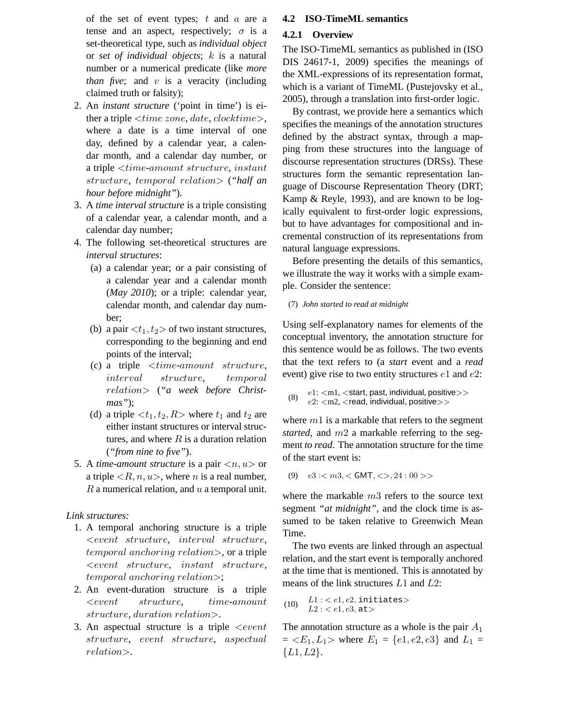of the set of event types; $t$ and $a$ are a tense and an aspect, respectively; $\sigma$ is a set-theoretical type, such as *individual object* or *set of individual objects*; $k$ is a natural number or a numerical predicate (like *more than five*; and $v$ is a veracity (including claimed truth or falsity);

2. An *instant structure* ('point in time') is either a triple $<time\ zone, date, clocktime>$, where a date is a time interval of one day, defined by a calendar year, a calendar month, and a calendar day number, or a triple $<time\text{-}amount\ structure, instant\ structure, temporal\ relation>$ (*"half an hour before midnight"*).
3. A *time interval structure* is a triple consisting of a calendar year, a calendar month, and a calendar day number;
4. The following set-theoretical structures are *interval structures*:
   (a) a calendar year; or a pair consisting of a calendar year and a calendar month (*May 2010*); or a triple: calendar year, calendar month, and calendar day number;
   (b) a pair $<t_1, t_2>$ of two instant structures, corresponding to the beginning and end points of the interval;
   (c) a triple $<time\text{-}amount\ structure, interval\ structure, temporal\ relation>$ (*"a week before Christmas"*);
   (d) a triple $<t_1, t_2, R>$ where $t_1$ and $t_2$ are either instant structures or interval structures, and where $R$ is a duration relation (*"from nine to five"*).
5. A *time-amount structure* is a pair $<n, u>$ or a triple $<R, n, u>$, where $n$ is a real number, $R$ a numerical relation, and $u$ a temporal unit.

*Link structures:*

1. A temporal anchoring structure is a triple $<event\ structure, interval\ structure, temporal\ anchoring\ relation>$, or a triple $<event\ structure, instant\ structure, temporal\ anchoring\ relation>$;
2. An event-duration structure is a triple $<event\ structure, time\text{-}amount\ structure, duration\ relation>$.
3. An aspectual structure is a triple $<event\ structure, event\ structure, aspectual\ relation>$.

### 4.2 ISO-TimeML semantics

#### 4.2.1 Overview

The ISO-TimeML semantics as published in (ISO DIS 24617-1, 2009) specifies the meanings of the XML-expressions of its representation format, which is a variant of TimeML (Pustejovsky et al., 2005), through a translation into first-order logic.

By contrast, we provide here a semantics which specifies the meanings of the annotation structures defined by the abstract syntax, through a mapping from these structures into the language of discourse representation structures (DRSs). These structures form the semantic representation language of Discourse Representation Theory (DRT; Kamp & Reyle, 1993), and are known to be logically equivalent to first-order logic expressions, but to have advantages for compositional and incremental construction of its representations from natural language expressions.

Before presenting the details of this semantics, we illustrate the way it works with a simple example. Consider the sentence:

(7) *John started to read at midnight*

Using self-explanatory names for elements of the conceptual inventory, the annotation structure for this sentence would be as follows. The two events that the text refers to (a *start* event and a *read* event) give rise to two entity structures $e1$ and $e2$:

(8) $e1$: <m1, <start, past, individual, positive>>
$e2$: <m2, <read, individual, positive>>

where $m1$ is a markable that refers to the segment *started*, and $m2$ a markable referring to the segment *to read*. The annotation structure for the time of the start event is:

(9) $e3 :< m3, <\mathsf{GMT}, <>, 24:00>>$

where the markable $m3$ refers to the source text segment *"at midnight"*, and the clock time is assumed to be taken relative to Greenwich Mean Time.

The two events are linked through an aspectual relation, and the start event is temporally anchored at the time that is mentioned. This is annotated by means of the link structures $L1$ and $L2$:

(10) $L1 :< e1, e2,$ `initiates`$>$
$L2 :< e1, e3,$ `at`$>$

The annotation structure as a whole is the pair $A_1 = <E_1, L_1>$ where $E_1 = \{e1, e2, e3\}$ and $L_1 = \{L1, L2\}$.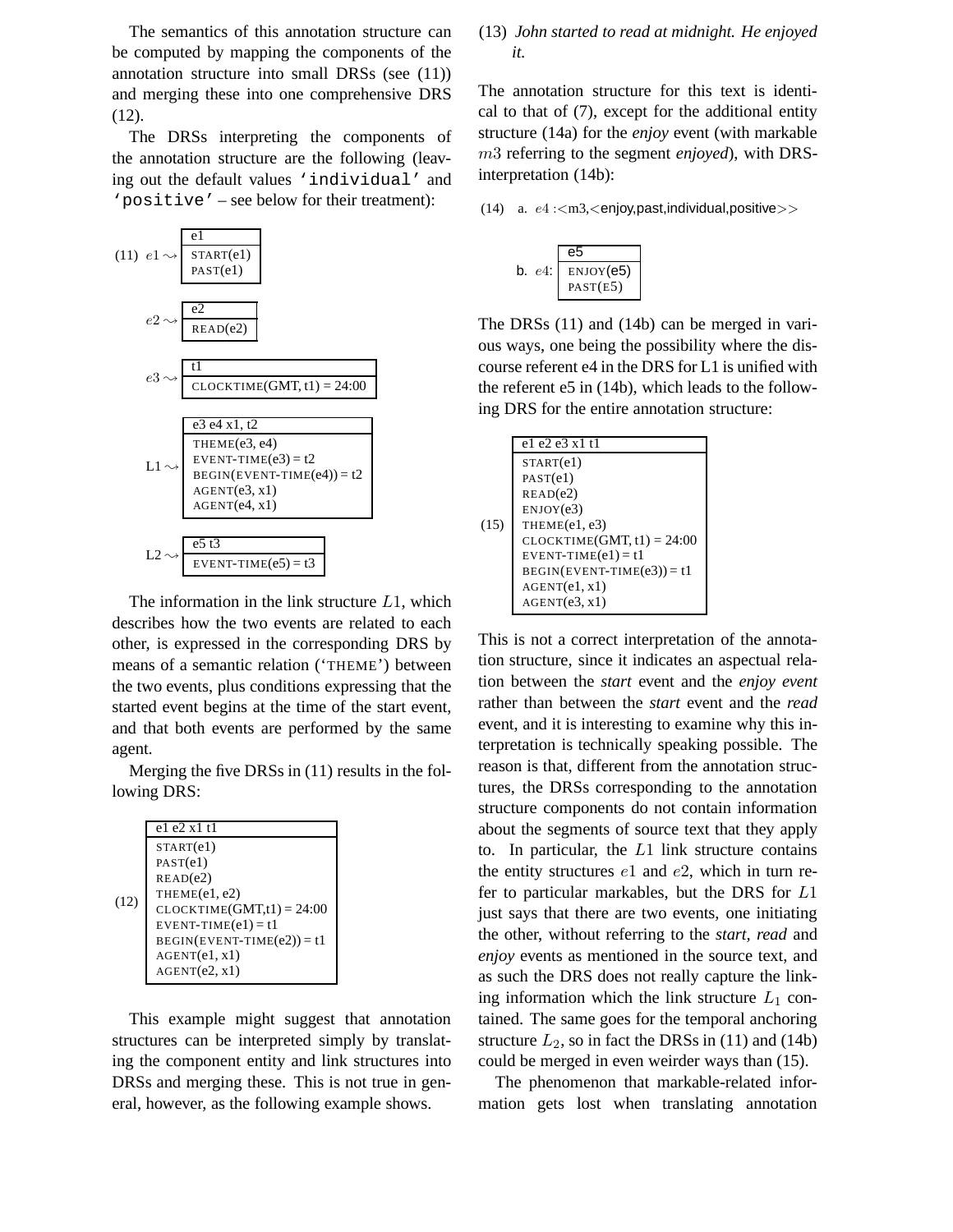The semantics of this annotation structure can be computed by mapping the components of the annotation structure into small DRSs (see (11)) and merging these into one comprehensive DRS (12).

The DRSs interpreting the components of the annotation structure are the following (leaving out the default values `'individual'` and `'positive'` – see below for their treatment):

(11) $e1 \rightsquigarrow$

| e1 |
|---|
| START(e1)<br>PAST(e1) |

$e2 \rightsquigarrow$

| e2 |
|---|
| READ(e2) |

$e3 \rightsquigarrow$

| t1 |
|---|
| CLOCKTIME(GMT, t1) = 24:00 |

L1 $\rightsquigarrow$

| e3 e4 x1, t2 |
|---|
| THEME(e3, e4)<br>EVENT-TIME(e3) = t2<br>BEGIN(EVENT-TIME(e4)) = t2<br>AGENT(e3, x1)<br>AGENT(e4, x1) |

L2 $\rightsquigarrow$

| e5 t3 |
|---|
| EVENT-TIME(e5) = t3 |

The information in the link structure $L1$, which describes how the two events are related to each other, is expressed in the corresponding DRS by means of a semantic relation ('THEME') between the two events, plus conditions expressing that the started event begins at the time of the start event, and that both events are performed by the same agent.

Merging the five DRSs in (11) results in the following DRS:

(12)

| e1 e2 x1 t1 |
|---|
| START(e1)<br>PAST(e1)<br>READ(e2)<br>THEME(e1, e2)<br>CLOCKTIME(GMT,t1) = 24:00<br>EVENT-TIME(e1) = t1<br>BEGIN(EVENT-TIME(e2)) = t1<br>AGENT(e1, x1)<br>AGENT(e2, x1) |

This example might suggest that annotation structures can be interpreted simply by translating the component entity and link structures into DRSs and merging these. This is not true in general, however, as the following example shows.

(13) *John started to read at midnight. He enjoyed it.*

The annotation structure for this text is identical to that of (7), except for the additional entity structure (14a) for the *enjoy* event (with markable $m3$ referring to the segment *enjoyed*), with DRS-interpretation (14b):

(14) a. $e4$ :<m3,<enjoy,past,individual,positive>>

b. $e4$:

| e5 |
|---|
| ENJOY(e5)<br>PAST(E5) |

The DRSs (11) and (14b) can be merged in various ways, one being the possibility where the discourse referent e4 in the DRS for L1 is unified with the referent e5 in (14b), which leads to the following DRS for the entire annotation structure:

(15)

| e1 e2 e3 x1 t1 |
|---|
| START(e1)<br>PAST(e1)<br>READ(e2)<br>ENJOY(e3)<br>THEME(e1, e3)<br>CLOCKTIME(GMT, t1) = 24:00<br>EVENT-TIME(e1) = t1<br>BEGIN(EVENT-TIME(e3)) = t1<br>AGENT(e1, x1)<br>AGENT(e3, x1) |

This is not a correct interpretation of the annotation structure, since it indicates an aspectual relation between the *start* event and the *enjoy event* rather than between the *start* event and the *read* event, and it is interesting to examine why this interpretation is technically speaking possible. The reason is that, different from the annotation structures, the DRSs corresponding to the annotation structure components do not contain information about the segments of source text that they apply to. In particular, the $L1$ link structure contains the entity structures $e1$ and $e2$, which in turn refer to particular markables, but the DRS for $L1$ just says that there are two events, one initiating the other, without referring to the *start*, *read* and *enjoy* events as mentioned in the source text, and as such the DRS does not really capture the linking information which the link structure $L_1$ contained. The same goes for the temporal anchoring structure $L_2$, so in fact the DRSs in (11) and (14b) could be merged in even weirder ways than (15).

The phenomenon that markable-related information gets lost when translating annotation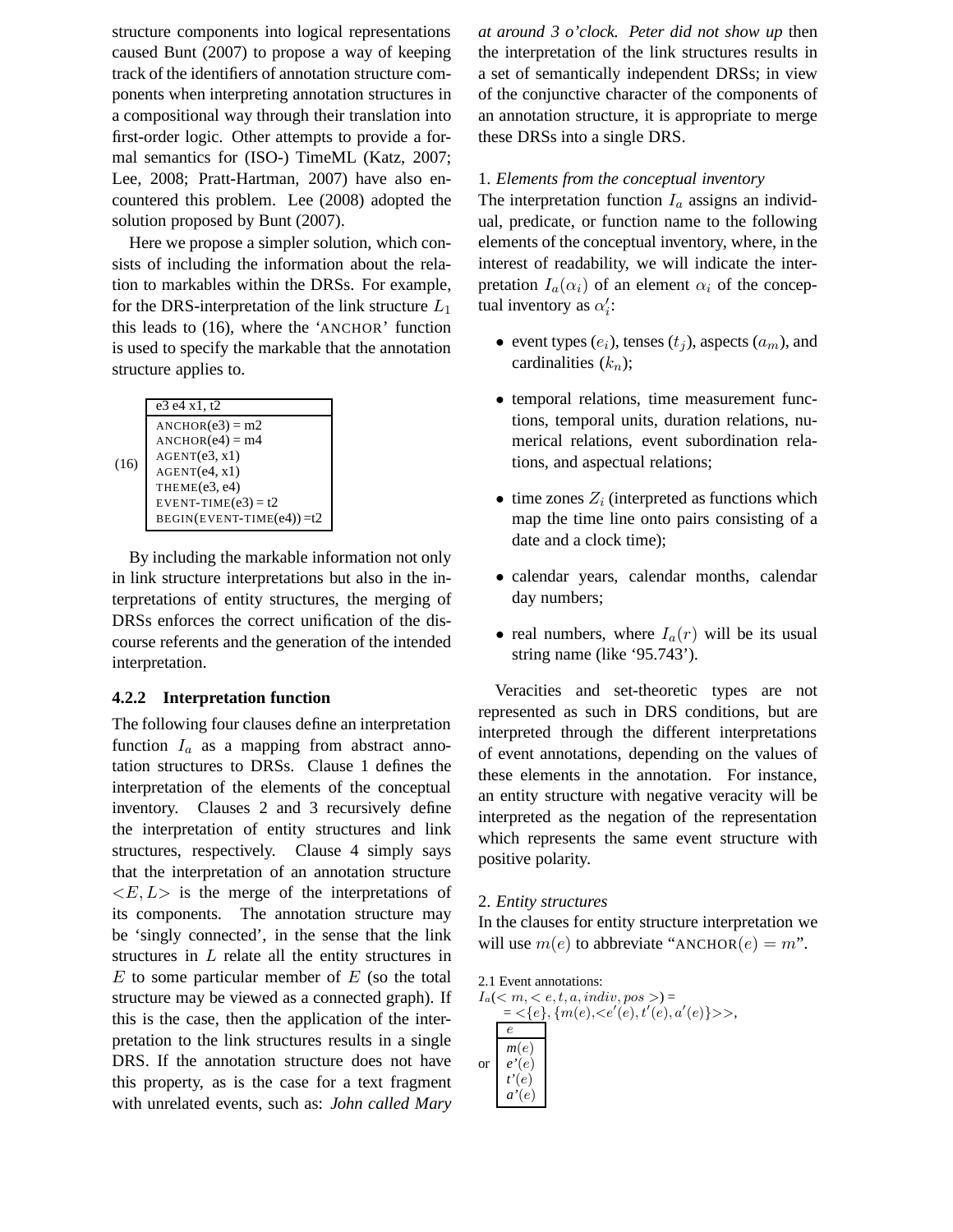structure components into logical representations caused Bunt (2007) to propose a way of keeping track of the identifiers of annotation structure components when interpreting annotation structures in a compositional way through their translation into first-order logic. Other attempts to provide a formal semantics for (ISO-) TimeML (Katz, 2007; Lee, 2008; Pratt-Hartman, 2007) have also encountered this problem. Lee (2008) adopted the solution proposed by Bunt (2007).

Here we propose a simpler solution, which consists of including the information about the relation to markables within the DRSs. For example, for the DRS-interpretation of the link structure $L_1$ this leads to (16), where the 'ANCHOR' function is used to specify the markable that the annotation structure applies to.

(16)

| e3 e4 x1, t2 |
|---|
| ANCHOR(e3) = m2<br>ANCHOR(e4) = m4<br>AGENT(e3, x1)<br>AGENT(e4, x1)<br>THEME(e3, e4)<br>EVENT-TIME(e3) = t2<br>BEGIN(EVENT-TIME(e4)) =t2 |

By including the markable information not only in link structure interpretations but also in the interpretations of entity structures, the merging of DRSs enforces the correct unification of the discourse referents and the generation of the intended interpretation.

### 4.2.2 Interpretation function

The following four clauses define an interpretation function $I_a$ as a mapping from abstract annotation structures to DRSs. Clause 1 defines the interpretation of the elements of the conceptual inventory. Clauses 2 and 3 recursively define the interpretation of entity structures and link structures, respectively. Clause 4 simply says that the interpretation of an annotation structure $<E, L>$ is the merge of the interpretations of its components. The annotation structure may be 'singly connected', in the sense that the link structures in $L$ relate all the entity structures in $E$ to some particular member of $E$ (so the total structure may be viewed as a connected graph). If this is the case, then the application of the interpretation to the link structures results in a single DRS. If the annotation structure does not have this property, as is the case for a text fragment with unrelated events, such as: *John called Mary at around 3 o'clock. Peter did not show up* then the interpretation of the link structures results in a set of semantically independent DRSs; in view of the conjunctive character of the components of an annotation structure, it is appropriate to merge these DRSs into a single DRS.

1. *Elements from the conceptual inventory*
The interpretation function $I_a$ assigns an individual, predicate, or function name to the following elements of the conceptual inventory, where, in the interest of readability, we will indicate the interpretation $I_a(\alpha_i)$ of an element $\alpha_i$ of the conceptual inventory as $\alpha_i'$:

- event types ($e_i$), tenses ($t_j$), aspects ($a_m$), and cardinalities ($k_n$);
- temporal relations, time measurement functions, temporal units, duration relations, numerical relations, event subordination relations, and aspectual relations;
- time zones $Z_i$ (interpreted as functions which map the time line onto pairs consisting of a date and a clock time);
- calendar years, calendar months, calendar day numbers;
- real numbers, where $I_a(r)$ will be its usual string name (like '95.743').

Veracities and set-theoretic types are not represented as such in DRS conditions, but are interpreted through the different interpretations of event annotations, depending on the values of these elements in the annotation. For instance, an entity structure with negative veracity will be interpreted as the negation of the representation which represents the same event structure with positive polarity.

2. *Entity structures*
In the clauses for entity structure interpretation we will use $m(e)$ to abbreviate "ANCHOR$(e) = m$".

2.1 Event annotations:
$I_a(< m, < e, t, a, indiv, pos >) =$
$= <\{e\}, \{m(e), <e'(e), t'(e), a'(e)\}>>$,

or

| $e$ |
|---|
| $m(e)$<br>$e'(e)$<br>$t'(e)$<br>$a'(e)$ |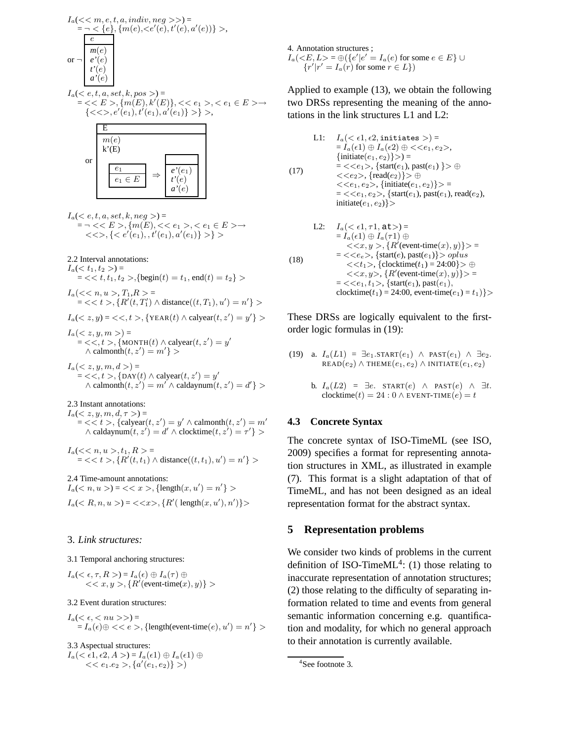$I_a(<< m, e, t, a, indiv, neg >>) =$
$= \neg < \{e\}, \{m(e), <e'(e), t'(e), a'(e))\} >,$

or $\neg$ [DRS box: $e$ | $m(e)$, $e'(e)$, $t'(e)$, $a'(e)$]

$I_a(< e, t, a, set, k, pos >) =$
$= << E >, \{m(E), k'(E)\}, << e_1 >, < e_1 \in E > \rightarrow$
$\{<<>, e'(e_1), t'(e_1), a'(e_1)\} >\} >,$

or [DRS box: E | $m(e)$, k'(E), [$e_1$ | $e_1 \in E$] $\Rightarrow$ [ | $e'(e_1)$, $t'(e)$, $a'(e)$]]

$I_a(< e, t, a, set, k, neg >) =$
$= \neg << E >, \{m(E), << e_1 >, < e_1 \in E > \rightarrow$
$<<>, \{< e'(e_1), , t'(e_1), a'(e_1)\} >\} >$

2.2 Interval annotations:

$I_a(< t_1, t_2 >) =$
$= << t, t_1, t_2 >, \{\text{begin}(t) = t_1, \text{end}(t) = t_2\} >$

$I_a(<< n, u >, T_1, R > =$
$= << t >, \{R'(t, T_1') \wedge \text{distance}((t, T_1), u') = n'\} >$

$I_a(< z, y) = <<, t >, \{\text{YEAR}(t) \wedge \text{calyear}(t, z') = y'\} >$

$I_a(< z, y, m >) =$
$= <<, t >, \{\text{MONTH}(t) \wedge \text{calyear}(t, z') = y'$
$\wedge \text{calmonth}(t, z') = m'\} >$

$I_a(< z, y, m, d >) =$
$= <<, t >, \{\text{DAY}(t) \wedge \text{calyear}(t, z') = y'$
$\wedge \text{calmonth}(t, z') = m' \wedge \text{caldaynum}(t, z') = d'\} >$

2.3 Instant annotations:

$I_a(< z, y, m, d, \tau >) =$
$= << t >, \{\text{calyear}(t, z') = y' \wedge \text{calmonth}(t, z') = m'$
$\wedge \text{caldaynum}(t, z') = d' \wedge \text{clocktime}(t, z') = \tau'\} >$

$I_a(<< n, u >, t_1, R > =$
$= << t >, \{R'(t, t_1) \wedge \text{distance}((t, t_1), u') = n'\} >$

2.4 Time-amount annotations:

$I_a(< n, u >) = << x >, \{\text{length}(x, u') = n'\} >$

$I_a(< R, n, u >) = <<x>, \{R'(\text{ length}(x, u'), n')\}>$

3. *Link structures:*

3.1 Temporal anchoring structures:

$I_a(< \epsilon, \tau, R >) = I_a(\epsilon) \oplus I_a(\tau) \oplus$
$<< x, y >, \{R'(\text{event-time}(x), y)\} >$

3.2 Event duration structures:

$I_a(< \epsilon, < nu >>) =$
$= I_a(\epsilon) \oplus << e >, \{\text{length(event-time}(e), u') = n'\} >$

3.3 Aspectual structures:

$I_a(< \epsilon 1, \epsilon 2, A >) = I_a(\epsilon 1) \oplus I_a(\epsilon 1) \oplus$
$<< e_1.e_2 >, \{a'(e_1, e_2)\} >)$

4. Annotation structures ;

$I_a(<E, L> = \oplus(\{e' | e' = I_a(e) \text{ for some } e \in E\} \cup$
$\{r' | r' = I_a(r) \text{ for some } r \in L\})$

Applied to example (13), we obtain the following two DRSs representing the meaning of the annotations in the link structures L1 and L2:

(17) L1: $I_a(< \epsilon 1, \epsilon 2, \texttt{initiates} >) =$
$= I_a(\epsilon 1) \oplus I_a(\epsilon 2) \oplus <<e_1, e_2>,$
$\{\text{initiate}(e_1, e_2)\}>) =$
$= <<e_1>, \{\text{start}(e_1), \text{past}(e_1)\}> \oplus$
$<<e_2>, \{\text{read}(e_2)\}> \oplus$
$<<e_1, e_2>, \{\text{initiate}(e_1, e_2)\}> =$
$= <<e_1, e_2>, \{\text{start}(e_1), \text{past}(e_1), \text{read}(e_2),$
$\text{initiate}(e_1, e_2)\}>$

(18) L2: $I_a(< \epsilon 1, \tau 1, \texttt{at}>) =$
$= I_a(\epsilon 1) \oplus I_a(\tau 1) \oplus$
$<<x, y>, \{R'(\text{event-time}(x), y)\}> =$
$= <<e_e>, \{\text{start}(e), \text{past}(e_1)\}> \, oplus$
$<<t_1>, \{\text{clocktime}(t_1) = 24{:}00\}> \oplus$
$<<x, y>, \{R'(\text{event-time}(x), y)\}> =$
$= <<e_1, t_1>, \{\text{start}(e), \text{past}(e_1),$
$\text{clocktime}(t_1) = 24{:}00, \text{event-time}(e_1) = t_1)\}>$

These DRSs are logically equivalent to the first-order logic formulas in (19):

(19) a. $I_a(L1) = \exists e_1.\text{START}(e_1) \wedge \text{PAST}(e_1) \wedge \exists e_2.\text{READ}(e_2) \wedge \text{THEME}(e_1, e_2) \wedge \text{INITIATE}(e_1, e_2)$

b. $I_a(L2) = \exists e.\ \text{START}(e) \wedge \text{PAST}(e) \wedge \exists t.\ \text{clocktime}(t) = 24 : 0 \wedge \text{EVENT-TIME}(e) = t$

### 4.3 Concrete Syntax

The concrete syntax of ISO-TimeML (see ISO, 2009) specifies a format for representing annotation structures in XML, as illustrated in example (7). This format is a slight adaptation of that of TimeML, and has not been designed as an ideal representation format for the abstract syntax.

## 5 Representation problems

We consider two kinds of problems in the current definition of ISO-TimeML[4]: (1) those relating to inaccurate representation of annotation structures; (2) those relating to the difficulty of separating information related to time and events from general semantic information concerning e.g. quantification and modality, for which no general approach to their annotation is currently available.

[4] See footnote 3.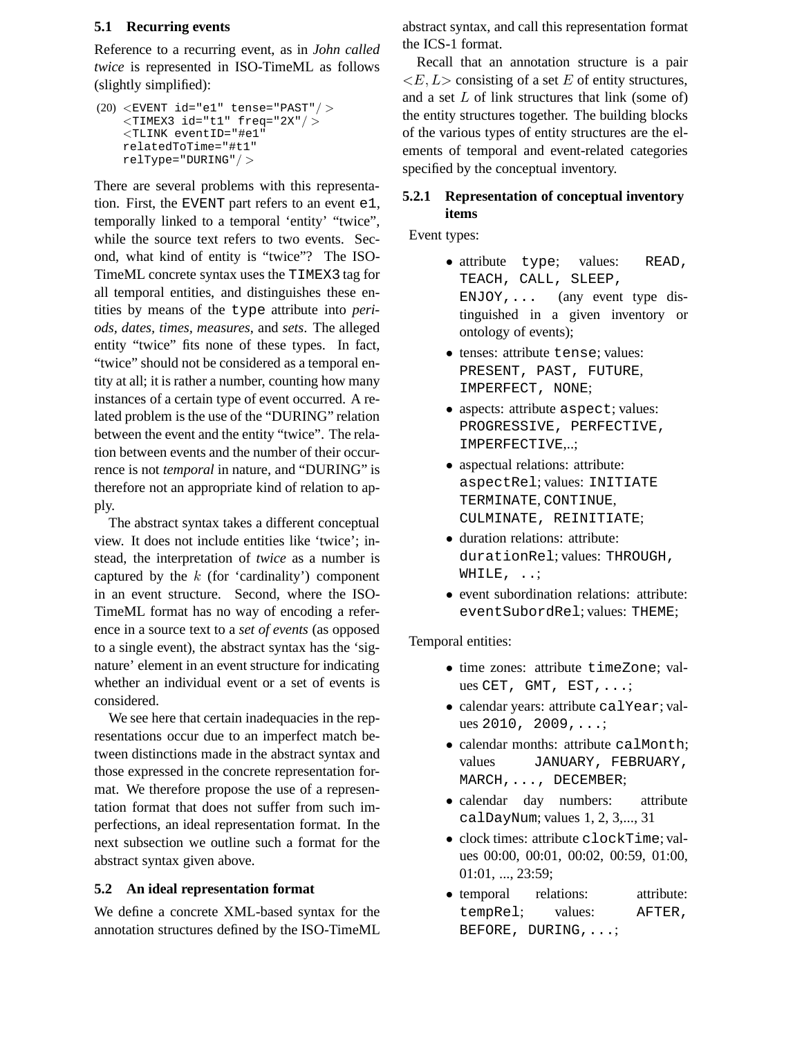### 5.1 Recurring events

Reference to a recurring event, as in *John called twice* is represented in ISO-TimeML as follows (slightly simplified):

```
(20) <EVENT id="e1" tense="PAST"/>
     <TIMEX3 id="t1" freq="2X"/>
     <TLINK eventID="#e1"
     relatedToTime="#t1"
     relType="DURING"/>
```

There are several problems with this representation. First, the EVENT part refers to an event e1, temporally linked to a temporal 'entity' "twice", while the source text refers to two events. Second, what kind of entity is "twice"? The ISO-TimeML concrete syntax uses the TIMEX3 tag for all temporal entities, and distinguishes these entities by means of the type attribute into *periods*, *dates*, *times*, *measures*, and *sets*. The alleged entity "twice" fits none of these types. In fact, "twice" should not be considered as a temporal entity at all; it is rather a number, counting how many instances of a certain type of event occurred. A related problem is the use of the "DURING" relation between the event and the entity "twice". The relation between events and the number of their occurrence is not *temporal* in nature, and "DURING" is therefore not an appropriate kind of relation to apply.

The abstract syntax takes a different conceptual view. It does not include entities like 'twice'; instead, the interpretation of *twice* as a number is captured by the $k$ (for 'cardinality') component in an event structure. Second, where the ISO-TimeML format has no way of encoding a reference in a source text to a *set of events* (as opposed to a single event), the abstract syntax has the 'signature' element in an event structure for indicating whether an individual event or a set of events is considered.

We see here that certain inadequacies in the representations occur due to an imperfect match between distinctions made in the abstract syntax and those expressed in the concrete representation format. We therefore propose the use of a representation format that does not suffer from such imperfections, an ideal representation format. In the next subsection we outline such a format for the abstract syntax given above.

### 5.2 An ideal representation format

We define a concrete XML-based syntax for the annotation structures defined by the ISO-TimeML abstract syntax, and call this representation format the ICS-1 format.

Recall that an annotation structure is a pair $<E, L>$ consisting of a set $E$ of entity structures, and a set $L$ of link structures that link (some of) the entity structures together. The building blocks of the various types of entity structures are the elements of temporal and event-related categories specified by the conceptual inventory.

#### 5.2.1 Representation of conceptual inventory items

Event types:

- attribute `type`; values: `READ, TEACH, CALL, SLEEP, ENJOY,...` (any event type distinguished in a given inventory or ontology of events);
- tenses: attribute `tense`; values: `PRESENT, PAST, FUTURE, IMPERFECT, NONE`;
- aspects: attribute `aspect`; values: `PROGRESSIVE, PERFECTIVE, IMPERFECTIVE`,..;
- aspectual relations: attribute: `aspectRel`; values: `INITIATE TERMINATE, CONTINUE, CULMINATE, REINITIATE`;
- duration relations: attribute: `durationRel`; values: `THROUGH, WHILE, ..`;
- event subordination relations: attribute: `eventSubordRel`; values: `THEME`;

Temporal entities:

- time zones: attribute `timeZone`; values `CET, GMT, EST,...`;
- calendar years: attribute `calYear`; values `2010, 2009,...`;
- calendar months: attribute `calMonth`; values `JANUARY, FEBRUARY, MARCH,..., DECEMBER`;
- calendar day numbers: attribute `calDayNum`; values 1, 2, 3,..., 31
- clock times: attribute `clockTime`; values 00:00, 00:01, 00:02, 00:59, 01:00, 01:01, ..., 23:59;
- temporal relations: attribute: `tempRel`; values: `AFTER, BEFORE, DURING,...`;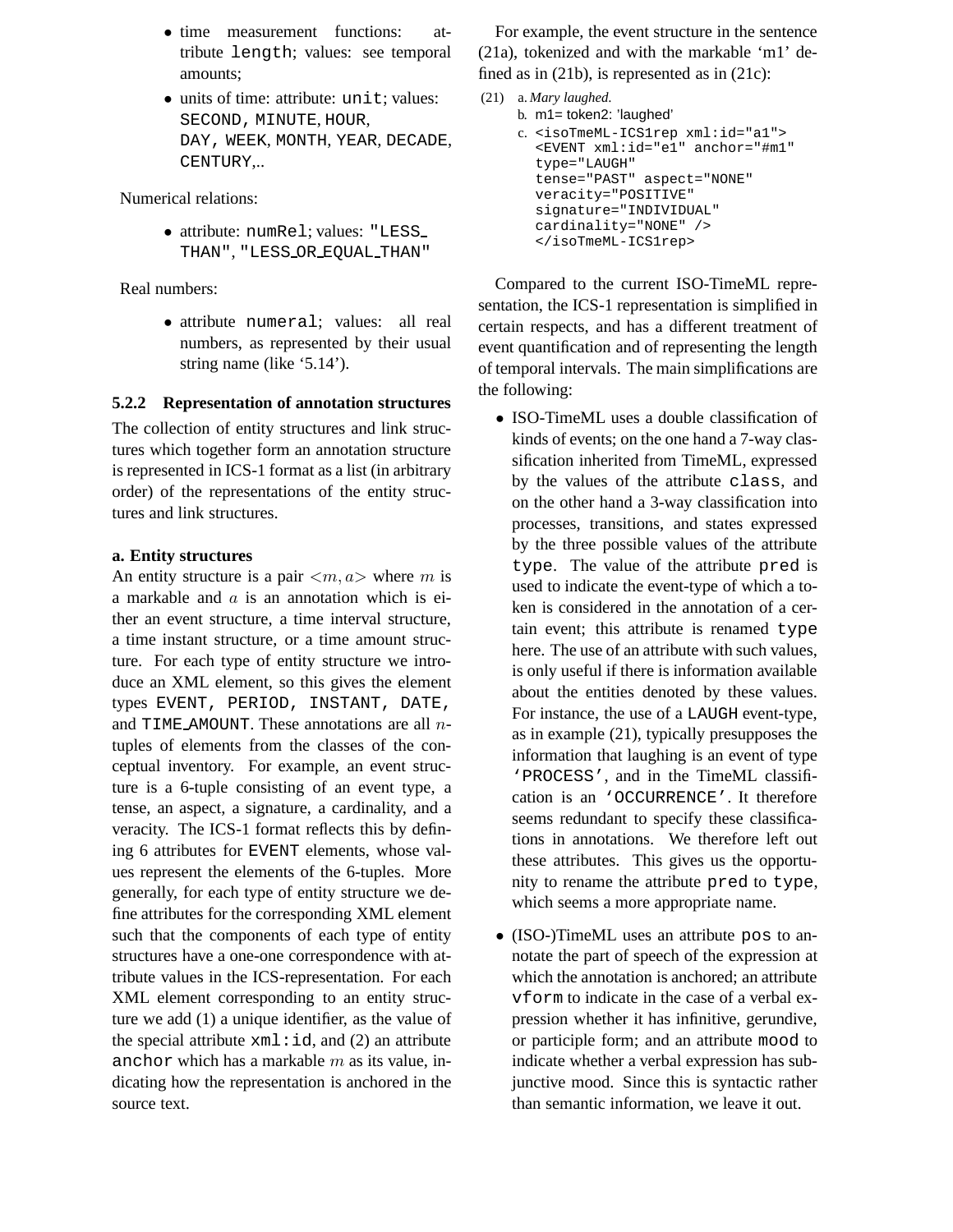- time measurement functions: attribute `length`; values: see temporal amounts;
- units of time: attribute: `unit`; values: `SECOND, MINUTE, HOUR, DAY, WEEK, MONTH, YEAR, DECADE, CENTURY`,..

Numerical relations:

- attribute: `numRel`; values: `"LESS_THAN"`, `"LESS_OR_EQUAL_THAN"`

Real numbers:

- attribute `numeral`; values: all real numbers, as represented by their usual string name (like '5.14').

### 5.2.2 Representation of annotation structures

The collection of entity structures and link structures which together form an annotation structure is represented in ICS-1 format as a list (in arbitrary order) of the representations of the entity structures and link structures.

**a. Entity structures**

An entity structure is a pair $<m, a>$ where $m$ is a markable and $a$ is an annotation which is either an event structure, a time interval structure, a time instant structure, or a time amount structure. For each type of entity structure we introduce an XML element, so this gives the element types `EVENT, PERIOD, INSTANT, DATE`, and `TIME_AMOUNT`. These annotations are all $n$-tuples of elements from the classes of the conceptual inventory. For example, an event structure is a 6-tuple consisting of an event type, a tense, an aspect, a signature, a cardinality, and a veracity. The ICS-1 format reflects this by defining 6 attributes for `EVENT` elements, whose values represent the elements of the 6-tuples. More generally, for each type of entity structure we define attributes for the corresponding XML element such that the components of each type of entity structures have a one-one correspondence with attribute values in the ICS-representation. For each XML element corresponding to an entity structure we add (1) a unique identifier, as the value of the special attribute `xml:id`, and (2) an attribute `anchor` which has a markable $m$ as its value, indicating how the representation is anchored in the source text.

For example, the event structure in the sentence (21a), tokenized and with the markable 'm1' defined as in (21b), is represented as in (21c):

(21) a. *Mary laughed.*
b. m1= token2: 'laughed'
c.
```
<isoTmeML-ICS1rep xml:id="a1">
<EVENT xml:id="e1" anchor="#m1"
type="LAUGH"
tense="PAST" aspect="NONE"
veracity="POSITIVE"
signature="INDIVIDUAL"
cardinality="NONE" />
</isoTmeML-ICS1rep>
```

Compared to the current ISO-TimeML representation, the ICS-1 representation is simplified in certain respects, and has a different treatment of event quantification and of representing the length of temporal intervals. The main simplifications are the following:

- ISO-TimeML uses a double classification of kinds of events; on the one hand a 7-way classification inherited from TimeML, expressed by the values of the attribute `class`, and on the other hand a 3-way classification into processes, transitions, and states expressed by the three possible values of the attribute `type`. The value of the attribute `pred` is used to indicate the event-type of which a token is considered in the annotation of a certain event; this attribute is renamed `type` here. The use of an attribute with such values, is only useful if there is information available about the entities denoted by these values. For instance, the use of a `LAUGH` event-type, as in example (21), typically presupposes the information that laughing is an event of type `'PROCESS'`, and in the TimeML classification is an `'OCCURRENCE'`. It therefore seems redundant to specify these classifications in annotations. We therefore left out these attributes. This gives us the opportunity to rename the attribute `pred` to `type`, which seems a more appropriate name.
- (ISO-)TimeML uses an attribute `pos` to annotate the part of speech of the expression at which the annotation is anchored; an attribute `vform` to indicate in the case of a verbal expression whether it has infinitive, gerundive, or participle form; and an attribute `mood` to indicate whether a verbal expression has subjunctive mood. Since this is syntactic rather than semantic information, we leave it out.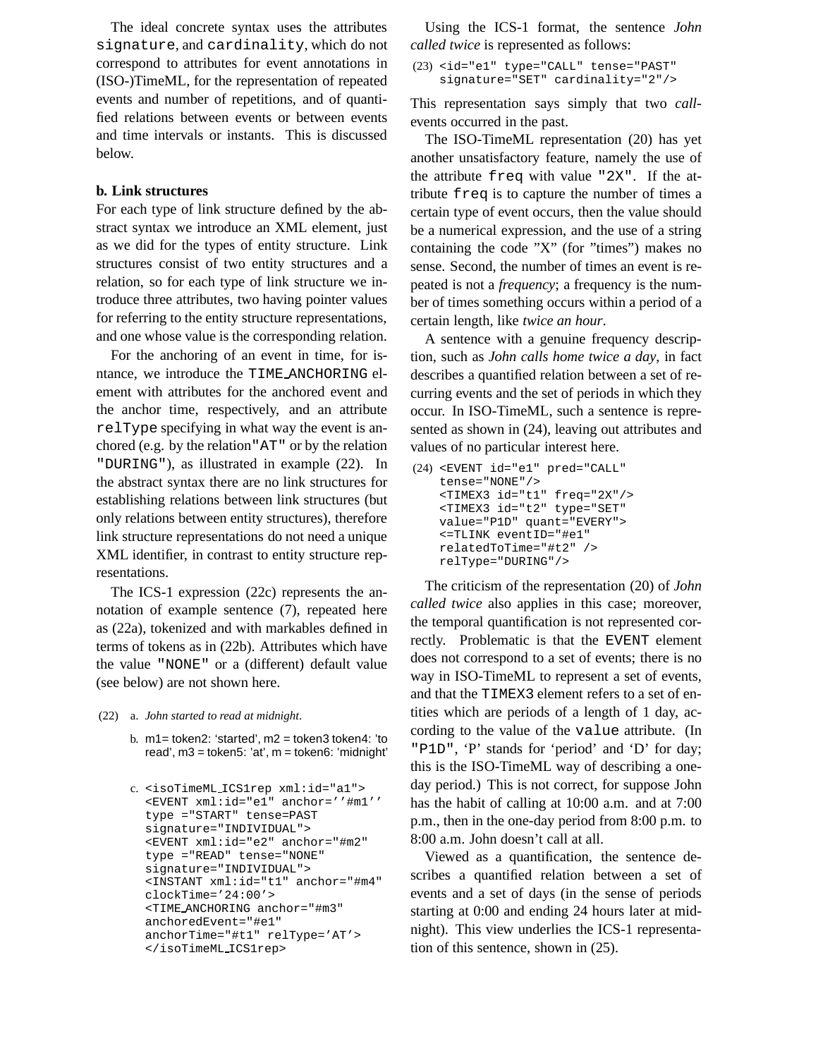The ideal concrete syntax uses the attributes `signature`, and `cardinality`, which do not correspond to attributes for event annotations in (ISO-)TimeML, for the representation of repeated events and number of repetitions, and of quantified relations between events or between events and time intervals or instants. This is discussed below.

**b. Link structures**

For each type of link structure defined by the abstract syntax we introduce an XML element, just as we did for the types of entity structure. Link structures consist of two entity structures and a relation, so for each type of link structure we introduce three attributes, two having pointer values for referring to the entity structure representations, and one whose value is the corresponding relation.

For the anchoring of an event in time, for isntance, we introduce the `TIME_ANCHORING` element with attributes for the anchored event and the anchor time, respectively, and an attribute `relType` specifying in what way the event is anchored (e.g. by the relation`"AT"` or by the relation `"DURING"`), as illustrated in example (22). In the abstract syntax there are no link structures for establishing relations between link structures (but only relations between entity structures), therefore link structure representations do not need a unique XML identifier, in contrast to entity structure representations.

The ICS-1 expression (22c) represents the annotation of example sentence (7), repeated here as (22a), tokenized and with markables defined in terms of tokens as in (22b). Attributes which have the value `"NONE"` or a (different) default value (see below) are not shown here.

(22) a. *John started to read at midnight*.

b. m1= token2: 'started', m2 = token3 token4: 'to read', m3 = token5: 'at', m = token6: 'midnight'

c.
```
<isoTimeML_ICS1rep xml:id="a1">
<EVENT xml:id="e1" anchor=''#m1''
type ="START" tense=PAST
signature="INDIVIDUAL">
<EVENT xml:id="e2" anchor="#m2"
type ="READ" tense="NONE"
signature="INDIVIDUAL">
<INSTANT xml:id="t1" anchor="#m4"
clockTime='24:00'>
<TIME_ANCHORING anchor="#m3"
anchoredEvent="#e1"
anchorTime="#t1" relType='AT'>
</isoTimeML_ICS1rep>
```

Using the ICS-1 format, the sentence *John called twice* is represented as follows:

(23)
```
<id="e1" type="CALL" tense="PAST"
signature="SET" cardinality="2"/>
```

This representation says simply that two *call*-events occurred in the past.

The ISO-TimeML representation (20) has yet another unsatisfactory feature, namely the use of the attribute `freq` with value `"2X"`. If the attribute `freq` is to capture the number of times a certain type of event occurs, then the value should be a numerical expression, and the use of a string containing the code "X" (for "times") makes no sense. Second, the number of times an event is repeated is not a *frequency*; a frequency is the number of times something occurs within a period of a certain length, like *twice an hour*.

A sentence with a genuine frequency description, such as *John calls home twice a day*, in fact describes a quantified relation between a set of recurring events and the set of periods in which they occur. In ISO-TimeML, such a sentence is represented as shown in (24), leaving out attributes and values of no particular interest here.

(24)
```
<EVENT id="e1" pred="CALL"
tense="NONE"/>
<TIMEX3 id="t1" freq="2X"/>
<TIMEX3 id="t2" type="SET"
value="P1D" quant="EVERY">
<=TLINK eventID="#e1"
relatedToTime="#t2" />
relType="DURING"/>
```

The criticism of the representation (20) of *John called twice* also applies in this case; moreover, the temporal quantification is not represented correctly. Problematic is that the `EVENT` element does not correspond to a set of events; there is no way in ISO-TimeML to represent a set of events, and that the `TIMEX3` element refers to a set of entities which are periods of a length of 1 day, according to the value of the `value` attribute. (In `"P1D"`, 'P' stands for 'period' and 'D' for day; this is the ISO-TimeML way of describing a one-day period.) This is not correct, for suppose John has the habit of calling at 10:00 a.m. and at 7:00 p.m., then in the one-day period from 8:00 p.m. to 8:00 a.m. John doesn't call at all.

Viewed as a quantification, the sentence describes a quantified relation between a set of events and a set of days (in the sense of periods starting at 0:00 and ending 24 hours later at midnight). This view underlies the ICS-1 representation of this sentence, shown in (25).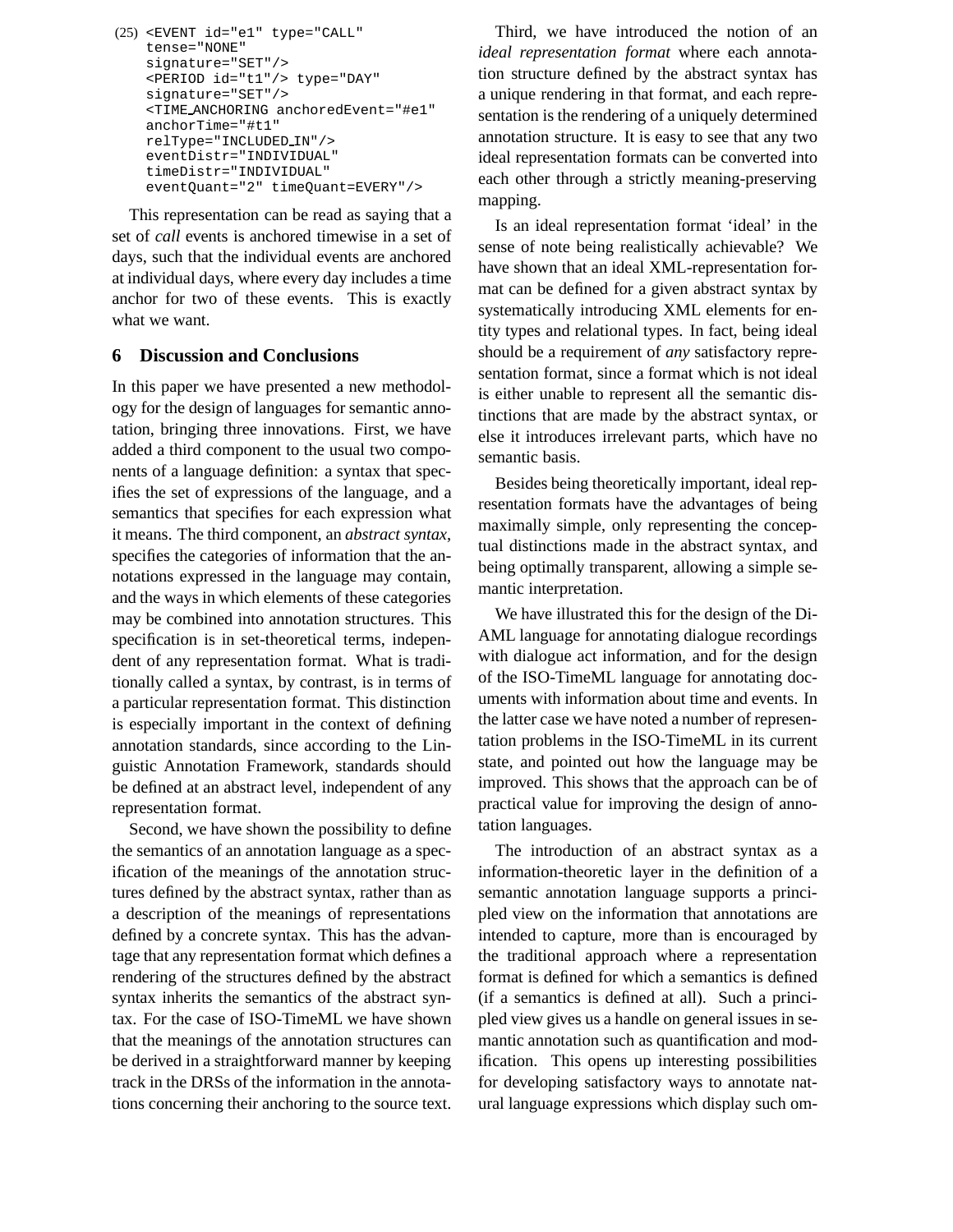(25)
```
<EVENT id="e1" type="CALL"
tense="NONE"
signature="SET"/>
<PERIOD id="t1"/> type="DAY"
signature="SET"/>
<TIME_ANCHORING anchoredEvent="#e1"
anchorTime="#t1"
relType="INCLUDED_IN"/>
eventDistr="INDIVIDUAL"
timeDistr="INDIVIDUAL"
eventQuant="2" timeQuant=EVERY"/>
```

This representation can be read as saying that a set of *call* events is anchored timewise in a set of days, such that the individual events are anchored at individual days, where every day includes a time anchor for two of these events. This is exactly what we want.

## 6 Discussion and Conclusions

In this paper we have presented a new methodology for the design of languages for semantic annotation, bringing three innovations. First, we have added a third component to the usual two components of a language definition: a syntax that specifies the set of expressions of the language, and a semantics that specifies for each expression what it means. The third component, an *abstract syntax*, specifies the categories of information that the annotations expressed in the language may contain, and the ways in which elements of these categories may be combined into annotation structures. This specification is in set-theoretical terms, independent of any representation format. What is traditionally called a syntax, by contrast, is in terms of a particular representation format. This distinction is especially important in the context of defining annotation standards, since according to the Linguistic Annotation Framework, standards should be defined at an abstract level, independent of any representation format.

Second, we have shown the possibility to define the semantics of an annotation language as a specification of the meanings of the annotation structures defined by the abstract syntax, rather than as a description of the meanings of representations defined by a concrete syntax. This has the advantage that any representation format which defines a rendering of the structures defined by the abstract syntax inherits the semantics of the abstract syntax. For the case of ISO-TimeML we have shown that the meanings of the annotation structures can be derived in a straightforward manner by keeping track in the DRSs of the information in the annotations concerning their anchoring to the source text.

Third, we have introduced the notion of an *ideal representation format* where each annotation structure defined by the abstract syntax has a unique rendering in that format, and each representation is the rendering of a uniquely determined annotation structure. It is easy to see that any two ideal representation formats can be converted into each other through a strictly meaning-preserving mapping.

Is an ideal representation format 'ideal' in the sense of note being realistically achievable? We have shown that an ideal XML-representation format can be defined for a given abstract syntax by systematically introducing XML elements for entity types and relational types. In fact, being ideal should be a requirement of *any* satisfactory representation format, since a format which is not ideal is either unable to represent all the semantic distinctions that are made by the abstract syntax, or else it introduces irrelevant parts, which have no semantic basis.

Besides being theoretically important, ideal representation formats have the advantages of being maximally simple, only representing the conceptual distinctions made in the abstract syntax, and being optimally transparent, allowing a simple semantic interpretation.

We have illustrated this for the design of the DiAML language for annotating dialogue recordings with dialogue act information, and for the design of the ISO-TimeML language for annotating documents with information about time and events. In the latter case we have noted a number of representation problems in the ISO-TimeML in its current state, and pointed out how the language may be improved. This shows that the approach can be of practical value for improving the design of annotation languages.

The introduction of an abstract syntax as a information-theoretic layer in the definition of a semantic annotation language supports a principled view on the information that annotations are intended to capture, more than is encouraged by the traditional approach where a representation format is defined for which a semantics is defined (if a semantics is defined at all). Such a principled view gives us a handle on general issues in semantic annotation such as quantification and modification. This opens up interesting possibilities for developing satisfactory ways to annotate natural language expressions which display such om-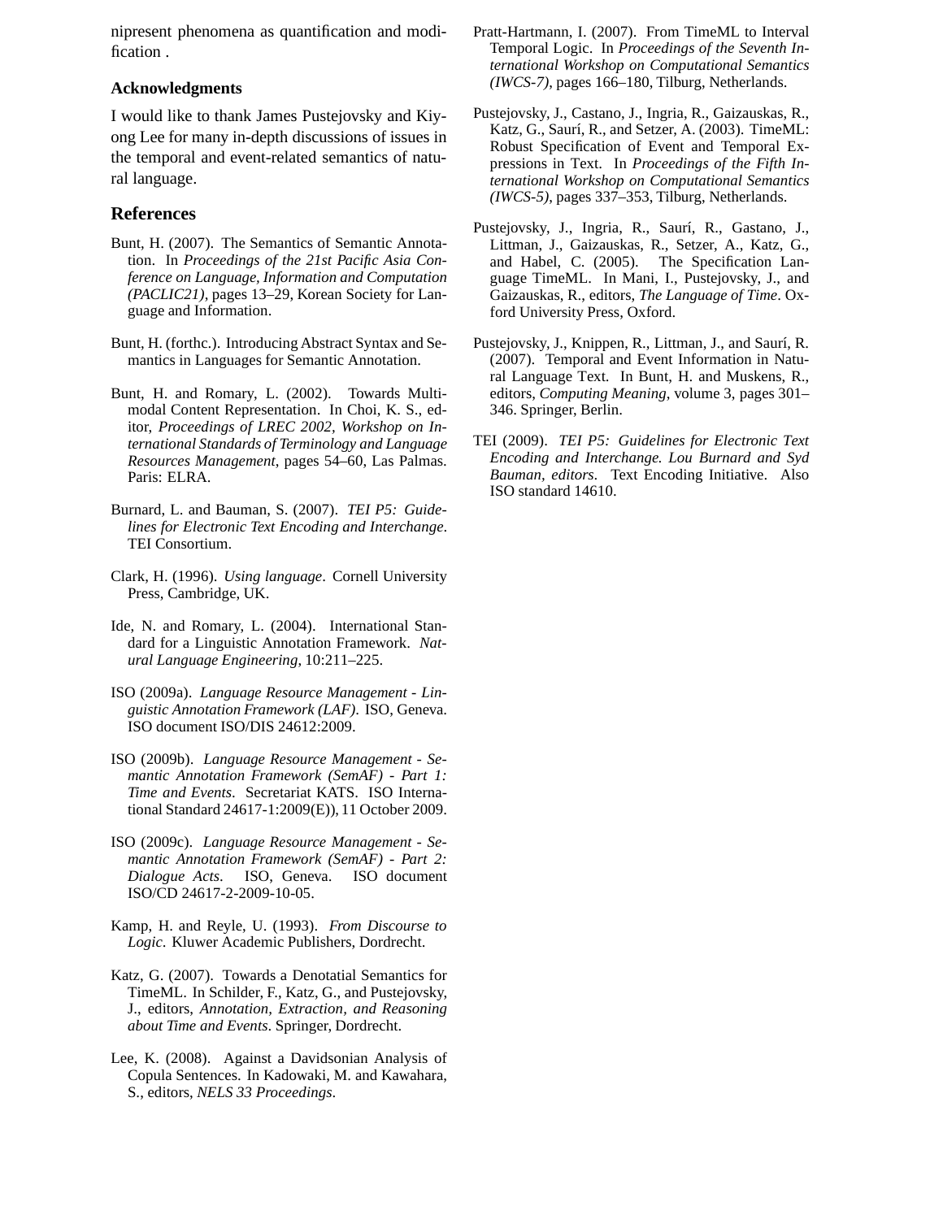nipresent phenomena as quantification and modification .

## Acknowledgments

I would like to thank James Pustejovsky and Kiyong Lee for many in-depth discussions of issues in the temporal and event-related semantics of natural language.

## References

Bunt, H. (2007). The Semantics of Semantic Annotation. In *Proceedings of the 21st Pacific Asia Conference on Language, Information and Computation (PACLIC21)*, pages 13–29, Korean Society for Language and Information.

Bunt, H. (forthc.). Introducing Abstract Syntax and Semantics in Languages for Semantic Annotation.

Bunt, H. and Romary, L. (2002). Towards Multimodal Content Representation. In Choi, K. S., editor, *Proceedings of LREC 2002, Workshop on International Standards of Terminology and Language Resources Management*, pages 54–60, Las Palmas. Paris: ELRA.

Burnard, L. and Bauman, S. (2007). *TEI P5: Guidelines for Electronic Text Encoding and Interchange*. TEI Consortium.

Clark, H. (1996). *Using language*. Cornell University Press, Cambridge, UK.

Ide, N. and Romary, L. (2004). International Standard for a Linguistic Annotation Framework. *Natural Language Engineering*, 10:211–225.

ISO (2009a). *Language Resource Management - Linguistic Annotation Framework (LAF)*. ISO, Geneva. ISO document ISO/DIS 24612:2009.

ISO (2009b). *Language Resource Management - Semantic Annotation Framework (SemAF) - Part 1: Time and Events*. Secretariat KATS. ISO International Standard 24617-1:2009(E)), 11 October 2009.

ISO (2009c). *Language Resource Management - Semantic Annotation Framework (SemAF) - Part 2: Dialogue Acts*. ISO, Geneva. ISO document ISO/CD 24617-2-2009-10-05.

Kamp, H. and Reyle, U. (1993). *From Discourse to Logic*. Kluwer Academic Publishers, Dordrecht.

Katz, G. (2007). Towards a Denotatial Semantics for TimeML. In Schilder, F., Katz, G., and Pustejovsky, J., editors, *Annotation, Extraction, and Reasoning about Time and Events*. Springer, Dordrecht.

Lee, K. (2008). Against a Davidsonian Analysis of Copula Sentences. In Kadowaki, M. and Kawahara, S., editors, *NELS 33 Proceedings*.

Pratt-Hartmann, I. (2007). From TimeML to Interval Temporal Logic. In *Proceedings of the Seventh International Workshop on Computational Semantics (IWCS-7)*, pages 166–180, Tilburg, Netherlands.

Pustejovsky, J., Castano, J., Ingria, R., Gaizauskas, R., Katz, G., Saurí, R., and Setzer, A. (2003). TimeML: Robust Specification of Event and Temporal Expressions in Text. In *Proceedings of the Fifth International Workshop on Computational Semantics (IWCS-5)*, pages 337–353, Tilburg, Netherlands.

Pustejovsky, J., Ingria, R., Saurí, R., Gastano, J., Littman, J., Gaizauskas, R., Setzer, A., Katz, G., and Habel, C. (2005). The Specification Language TimeML. In Mani, I., Pustejovsky, J., and Gaizauskas, R., editors, *The Language of Time*. Oxford University Press, Oxford.

Pustejovsky, J., Knippen, R., Littman, J., and Saurí, R. (2007). Temporal and Event Information in Natural Language Text. In Bunt, H. and Muskens, R., editors, *Computing Meaning*, volume 3, pages 301–346. Springer, Berlin.

TEI (2009). *TEI P5: Guidelines for Electronic Text Encoding and Interchange. Lou Burnard and Syd Bauman, editors*. Text Encoding Initiative. Also ISO standard 14610.